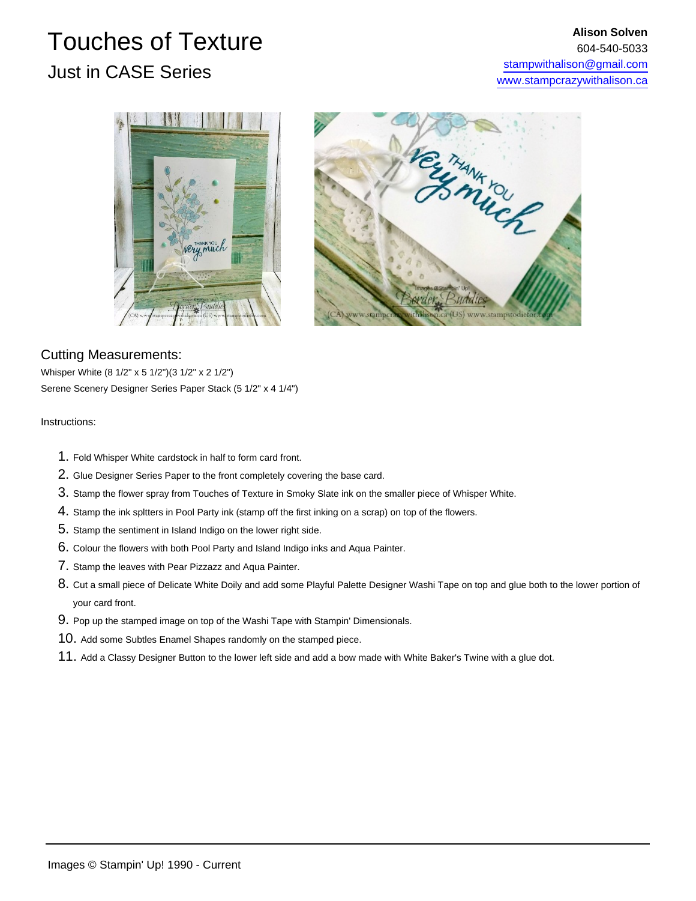# Touches of Texture

## Just in CASE Series

**Alison Solven**
604-540-5033
stampwithalison@gmail.com
www.stampcrazywithalison.ca

## Cutting Measurements:

Whisper White (8 1/2" x 5 1/2")(3 1/2" x 2 1/2")
Serene Scenery Designer Series Paper Stack (5 1/2" x 4 1/4")

Instructions:

1. Fold Whisper White cardstock in half to form card front.
2. Glue Designer Series Paper to the front completely covering the base card.
3. Stamp the flower spray from Touches of Texture in Smoky Slate ink on the smaller piece of Whisper White.
4. Stamp the ink splttters in Pool Party ink (stamp off the first inking on a scrap) on top of the flowers.
5. Stamp the sentiment in Island Indigo on the lower right side.
6. Colour the flowers with both Pool Party and Island Indigo inks and Aqua Painter.
7. Stamp the leaves with Pear Pizzazz and Aqua Painter.
8. Cut a small piece of Delicate White Doily and add some Playful Palette Designer Washi Tape on top and glue both to the lower portion of your card front.
9. Pop up the stamped image on top of the Washi Tape with Stampin' Dimensionals.
10. Add some Subtles Enamel Shapes randomly on the stamped piece.
11. Add a Classy Designer Button to the lower left side and add a bow made with White Baker's Twine with a glue dot.

Images © Stampin' Up! 1990 - Current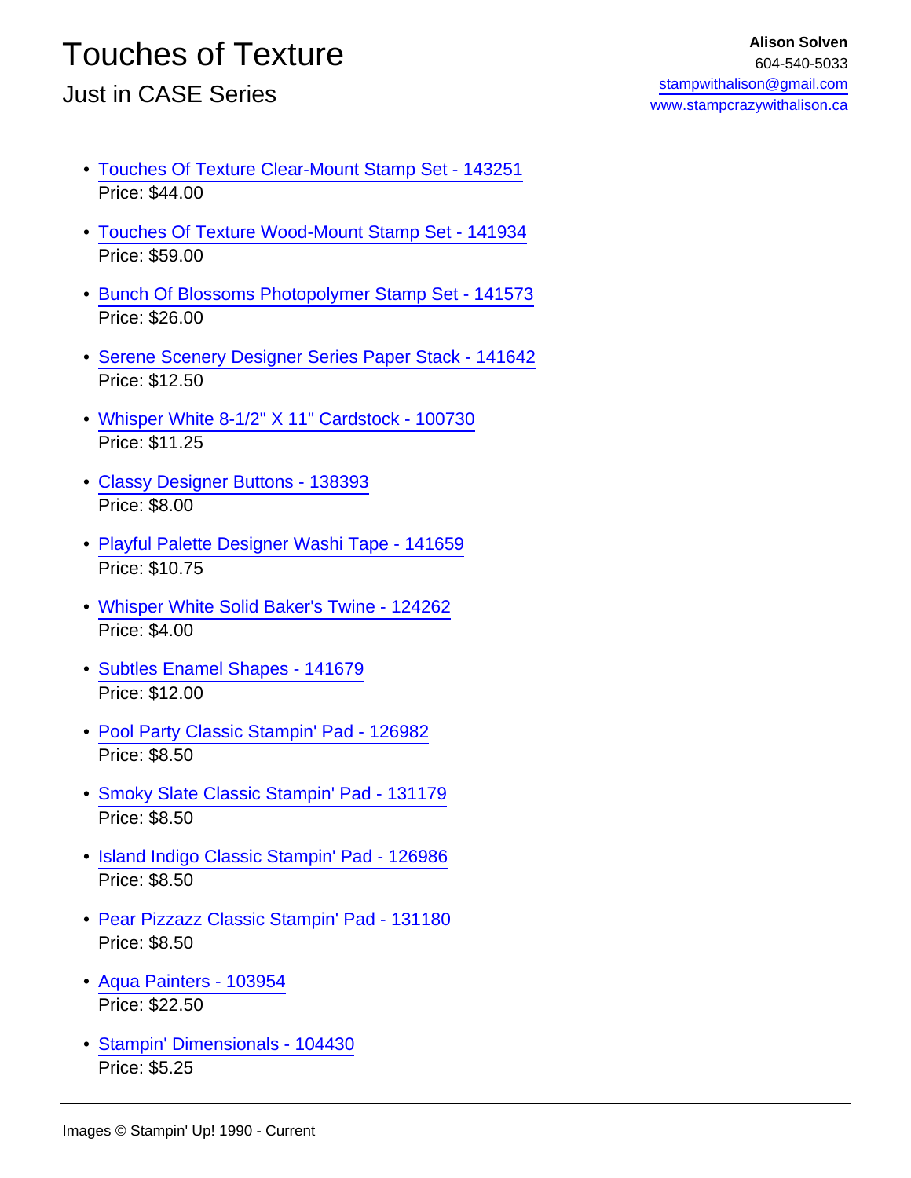# Touches of Texture

## Just in CASE Series

**Alison Solven**
604-540-5033
stampwithalison@gmail.com
www.stampcrazywithalison.ca

- Touches Of Texture Clear-Mount Stamp Set - 143251
  Price: $44.00
- Touches Of Texture Wood-Mount Stamp Set - 141934
  Price: $59.00
- Bunch Of Blossoms Photopolymer Stamp Set - 141573
  Price: $26.00
- Serene Scenery Designer Series Paper Stack - 141642
  Price: $12.50
- Whisper White 8-1/2" X 11" Cardstock - 100730
  Price: $11.25
- Classy Designer Buttons - 138393
  Price: $8.00
- Playful Palette Designer Washi Tape - 141659
  Price: $10.75
- Whisper White Solid Baker's Twine - 124262
  Price: $4.00
- Subtles Enamel Shapes - 141679
  Price: $12.00
- Pool Party Classic Stampin' Pad - 126982
  Price: $8.50
- Smoky Slate Classic Stampin' Pad - 131179
  Price: $8.50
- Island Indigo Classic Stampin' Pad - 126986
  Price: $8.50
- Pear Pizzazz Classic Stampin' Pad - 131180
  Price: $8.50
- Aqua Painters - 103954
  Price: $22.50
- Stampin' Dimensionals - 104430
  Price: $5.25

Images © Stampin' Up! 1990 - Current